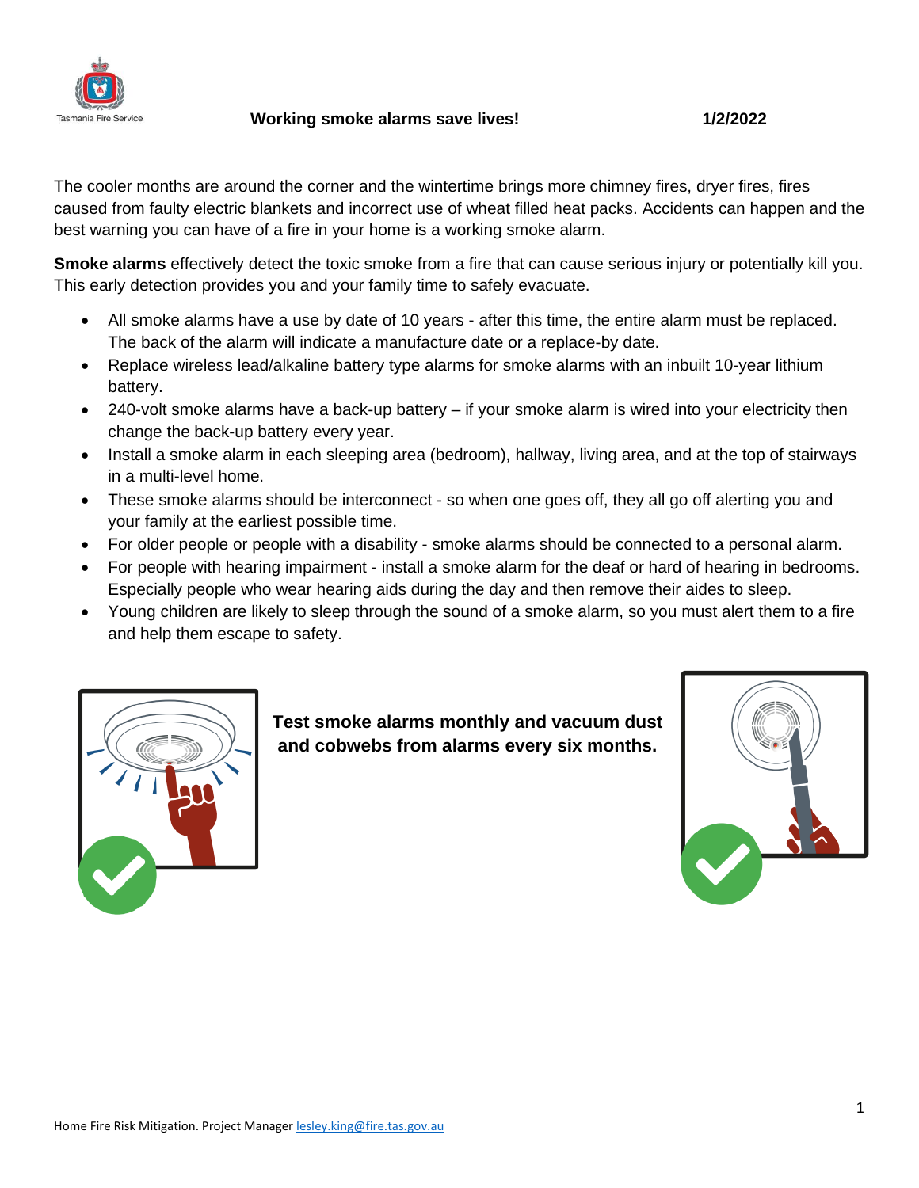Tasmania Fire Service

**Working smoke alarms save lives!** **1/2/2022**

The cooler months are around the corner and the wintertime brings more chimney fires, dryer fires, fires caused from faulty electric blankets and incorrect use of wheat filled heat packs. Accidents can happen and the best warning you can have of a fire in your home is a working smoke alarm.

**Smoke alarms** effectively detect the toxic smoke from a fire that can cause serious injury or potentially kill you. This early detection provides you and your family time to safely evacuate.

- All smoke alarms have a use by date of 10 years - after this time, the entire alarm must be replaced. The back of the alarm will indicate a manufacture date or a replace-by date.
- Replace wireless lead/alkaline battery type alarms for smoke alarms with an inbuilt 10-year lithium battery.
- 240-volt smoke alarms have a back-up battery – if your smoke alarm is wired into your electricity then change the back-up battery every year.
- Install a smoke alarm in each sleeping area (bedroom), hallway, living area, and at the top of stairways in a multi-level home.
- These smoke alarms should be interconnect - so when one goes off, they all go off alerting you and your family at the earliest possible time.
- For older people or people with a disability - smoke alarms should be connected to a personal alarm.
- For people with hearing impairment - install a smoke alarm for the deaf or hard of hearing in bedrooms. Especially people who wear hearing aids during the day and then remove their aides to sleep.
- Young children are likely to sleep through the sound of a smoke alarm, so you must alert them to a fire and help them escape to safety.

**Test smoke alarms monthly and vacuum dust and cobwebs from alarms every six months.**

Home Fire Risk Mitigation. Project Manager lesley.king@fire.tas.gov.au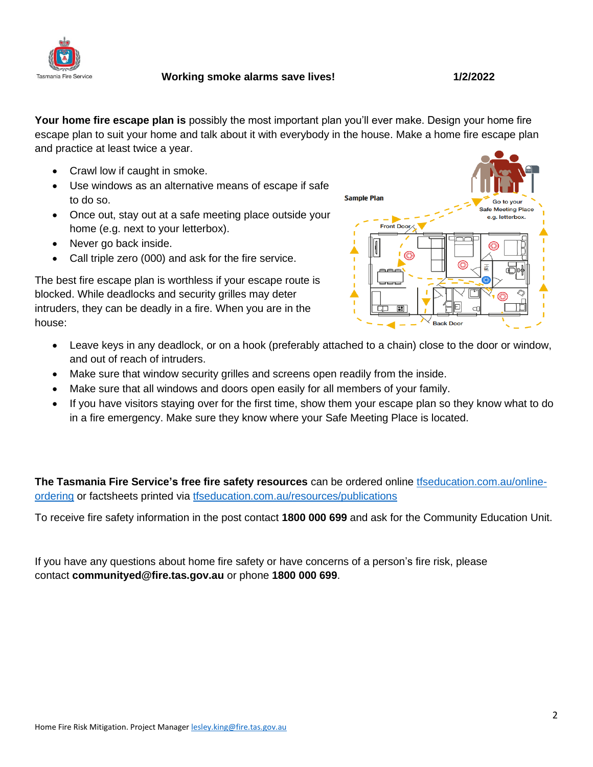**Your home fire escape plan is** possibly the most important plan you'll ever make. Design your home fire escape plan to suit your home and talk about it with everybody in the house. Make a home fire escape plan and practice at least twice a year.

- Crawl low if caught in smoke.
- Use windows as an alternative means of escape if safe to do so.
- Once out, stay out at a safe meeting place outside your home (e.g. next to your letterbox).
- Never go back inside.
- Call triple zero (000) and ask for the fire service.

Sample Plan

Go to your Safe Meeting Place e.g. letterbox.

Front Door

Back Door

The best fire escape plan is worthless if your escape route is blocked. While deadlocks and security grilles may deter intruders, they can be deadly in a fire. When you are in the house:

- Leave keys in any deadlock, or on a hook (preferably attached to a chain) close to the door or window, and out of reach of intruders.
- Make sure that window security grilles and screens open readily from the inside.
- Make sure that all windows and doors open easily for all members of your family.
- If you have visitors staying over for the first time, show them your escape plan so they know what to do in a fire emergency. Make sure they know where your Safe Meeting Place is located.

**The Tasmania Fire Service's free fire safety resources** can be ordered online [tfseducation.com.au/online-ordering](tfseducation.com.au/online-ordering) or factsheets printed via [tfseducation.com.au/resources/publications](tfseducation.com.au/resources/publications)

To receive fire safety information in the post contact **1800 000 699** and ask for the Community Education Unit.

If you have any questions about home fire safety or have concerns of a person's fire risk, please contact **communityed@fire.tas.gov.au** or phone **1800 000 699**.